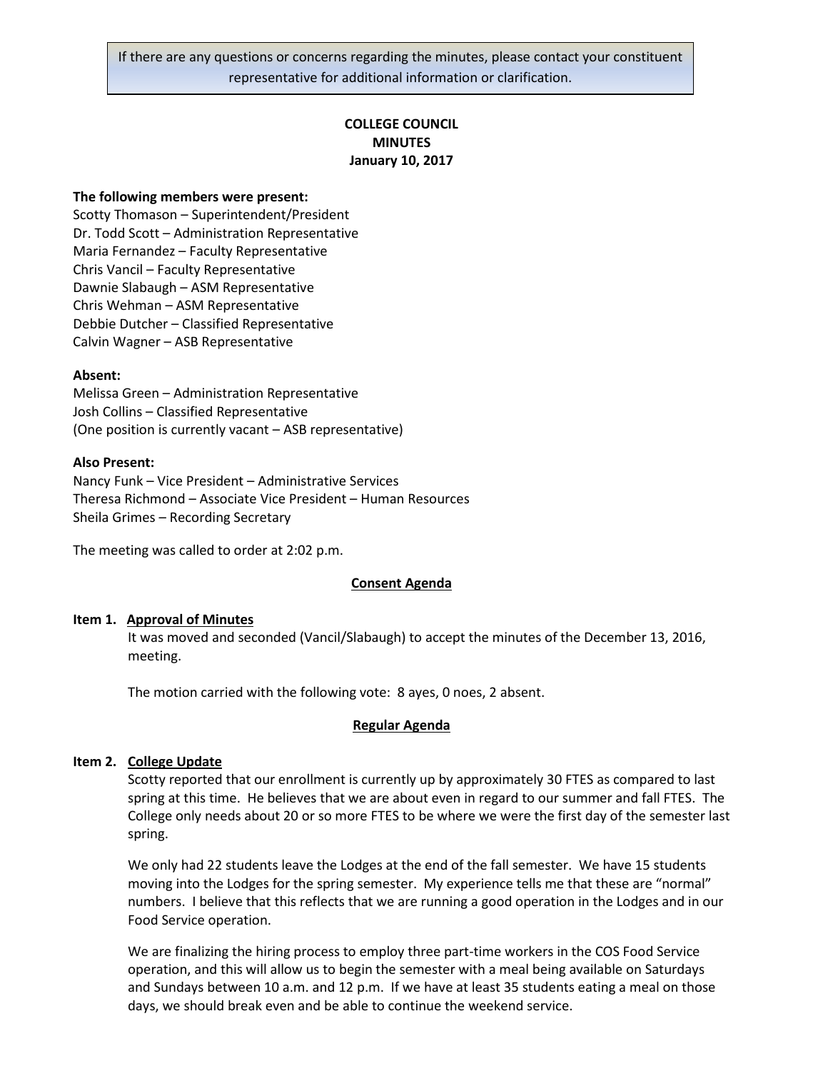If there are any questions or concerns regarding the minutes, please contact your constituent representative for additional information or clarification.

# COLLEGE COUNCIL MINUTES
## January 10, 2017

**The following members were present:**
Scotty Thomason – Superintendent/President
Dr. Todd Scott – Administration Representative
Maria Fernandez – Faculty Representative
Chris Vancil – Faculty Representative
Dawnie Slabaugh – ASM Representative
Chris Wehman – ASM Representative
Debbie Dutcher – Classified Representative
Calvin Wagner – ASB Representative

**Absent:**
Melissa Green – Administration Representative
Josh Collins – Classified Representative
(One position is currently vacant – ASB representative)

**Also Present:**
Nancy Funk – Vice President – Administrative Services
Theresa Richmond – Associate Vice President – Human Resources
Sheila Grimes – Recording Secretary

The meeting was called to order at 2:02 p.m.

**Consent Agenda**

**Item 1. Approval of Minutes**

It was moved and seconded (Vancil/Slabaugh) to accept the minutes of the December 13, 2016, meeting.

The motion carried with the following vote: 8 ayes, 0 noes, 2 absent.

**Regular Agenda**

**Item 2. College Update**

Scotty reported that our enrollment is currently up by approximately 30 FTES as compared to last spring at this time. He believes that we are about even in regard to our summer and fall FTES. The College only needs about 20 or so more FTES to be where we were the first day of the semester last spring.

We only had 22 students leave the Lodges at the end of the fall semester. We have 15 students moving into the Lodges for the spring semester. My experience tells me that these are "normal" numbers. I believe that this reflects that we are running a good operation in the Lodges and in our Food Service operation.

We are finalizing the hiring process to employ three part-time workers in the COS Food Service operation, and this will allow us to begin the semester with a meal being available on Saturdays and Sundays between 10 a.m. and 12 p.m. If we have at least 35 students eating a meal on those days, we should break even and be able to continue the weekend service.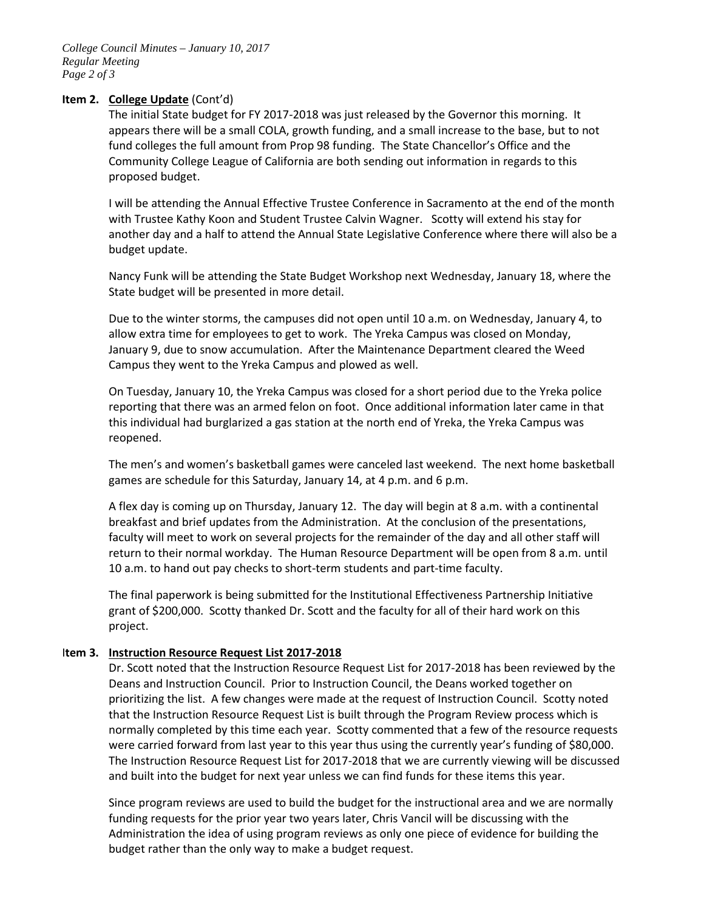**Item 2. College Update** (Cont'd)

The initial State budget for FY 2017-2018 was just released by the Governor this morning. It appears there will be a small COLA, growth funding, and a small increase to the base, but to not fund colleges the full amount from Prop 98 funding. The State Chancellor's Office and the Community College League of California are both sending out information in regards to this proposed budget.

I will be attending the Annual Effective Trustee Conference in Sacramento at the end of the month with Trustee Kathy Koon and Student Trustee Calvin Wagner. Scotty will extend his stay for another day and a half to attend the Annual State Legislative Conference where there will also be a budget update.

Nancy Funk will be attending the State Budget Workshop next Wednesday, January 18, where the State budget will be presented in more detail.

Due to the winter storms, the campuses did not open until 10 a.m. on Wednesday, January 4, to allow extra time for employees to get to work. The Yreka Campus was closed on Monday, January 9, due to snow accumulation. After the Maintenance Department cleared the Weed Campus they went to the Yreka Campus and plowed as well.

On Tuesday, January 10, the Yreka Campus was closed for a short period due to the Yreka police reporting that there was an armed felon on foot. Once additional information later came in that this individual had burglarized a gas station at the north end of Yreka, the Yreka Campus was reopened.

The men's and women's basketball games were canceled last weekend. The next home basketball games are schedule for this Saturday, January 14, at 4 p.m. and 6 p.m.

A flex day is coming up on Thursday, January 12. The day will begin at 8 a.m. with a continental breakfast and brief updates from the Administration. At the conclusion of the presentations, faculty will meet to work on several projects for the remainder of the day and all other staff will return to their normal workday. The Human Resource Department will be open from 8 a.m. until 10 a.m. to hand out pay checks to short-term students and part-time faculty.

The final paperwork is being submitted for the Institutional Effectiveness Partnership Initiative grant of $200,000. Scotty thanked Dr. Scott and the faculty for all of their hard work on this project.

**Item 3. Instruction Resource Request List 2017-2018**

Dr. Scott noted that the Instruction Resource Request List for 2017-2018 has been reviewed by the Deans and Instruction Council. Prior to Instruction Council, the Deans worked together on prioritizing the list. A few changes were made at the request of Instruction Council. Scotty noted that the Instruction Resource Request List is built through the Program Review process which is normally completed by this time each year. Scotty commented that a few of the resource requests were carried forward from last year to this year thus using the currently year's funding of $80,000. The Instruction Resource Request List for 2017-2018 that we are currently viewing will be discussed and built into the budget for next year unless we can find funds for these items this year.

Since program reviews are used to build the budget for the instructional area and we are normally funding requests for the prior year two years later, Chris Vancil will be discussing with the Administration the idea of using program reviews as only one piece of evidence for building the budget rather than the only way to make a budget request.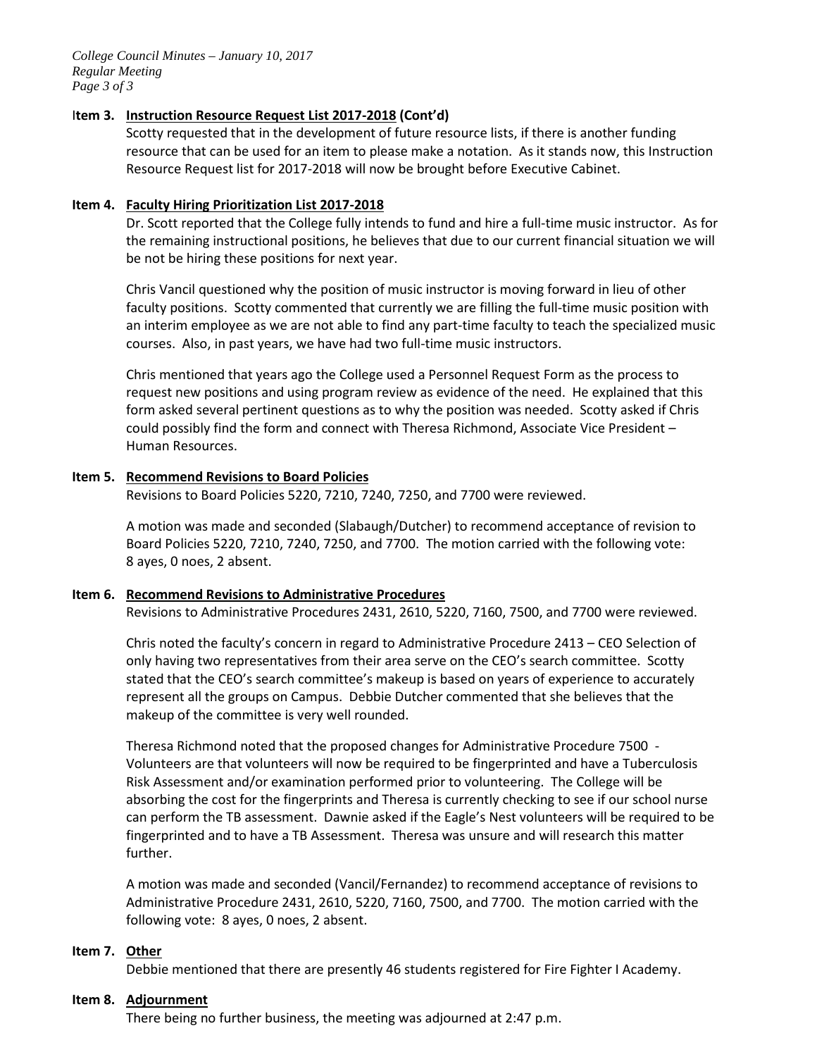**Item 3. Instruction Resource Request List 2017-2018 (Cont'd)**

Scotty requested that in the development of future resource lists, if there is another funding resource that can be used for an item to please make a notation. As it stands now, this Instruction Resource Request list for 2017-2018 will now be brought before Executive Cabinet.

**Item 4. Faculty Hiring Prioritization List 2017-2018**

Dr. Scott reported that the College fully intends to fund and hire a full-time music instructor. As for the remaining instructional positions, he believes that due to our current financial situation we will be not be hiring these positions for next year.

Chris Vancil questioned why the position of music instructor is moving forward in lieu of other faculty positions. Scotty commented that currently we are filling the full-time music position with an interim employee as we are not able to find any part-time faculty to teach the specialized music courses. Also, in past years, we have had two full-time music instructors.

Chris mentioned that years ago the College used a Personnel Request Form as the process to request new positions and using program review as evidence of the need. He explained that this form asked several pertinent questions as to why the position was needed. Scotty asked if Chris could possibly find the form and connect with Theresa Richmond, Associate Vice President – Human Resources.

**Item 5. Recommend Revisions to Board Policies**

Revisions to Board Policies 5220, 7210, 7240, 7250, and 7700 were reviewed.

A motion was made and seconded (Slabaugh/Dutcher) to recommend acceptance of revision to Board Policies 5220, 7210, 7240, 7250, and 7700. The motion carried with the following vote: 8 ayes, 0 noes, 2 absent.

**Item 6. Recommend Revisions to Administrative Procedures**

Revisions to Administrative Procedures 2431, 2610, 5220, 7160, 7500, and 7700 were reviewed.

Chris noted the faculty's concern in regard to Administrative Procedure 2413 – CEO Selection of only having two representatives from their area serve on the CEO's search committee. Scotty stated that the CEO's search committee's makeup is based on years of experience to accurately represent all the groups on Campus. Debbie Dutcher commented that she believes that the makeup of the committee is very well rounded.

Theresa Richmond noted that the proposed changes for Administrative Procedure 7500 - Volunteers are that volunteers will now be required to be fingerprinted and have a Tuberculosis Risk Assessment and/or examination performed prior to volunteering. The College will be absorbing the cost for the fingerprints and Theresa is currently checking to see if our school nurse can perform the TB assessment. Dawnie asked if the Eagle's Nest volunteers will be required to be fingerprinted and to have a TB Assessment. Theresa was unsure and will research this matter further.

A motion was made and seconded (Vancil/Fernandez) to recommend acceptance of revisions to Administrative Procedure 2431, 2610, 5220, 7160, 7500, and 7700. The motion carried with the following vote: 8 ayes, 0 noes, 2 absent.

**Item 7. Other**

Debbie mentioned that there are presently 46 students registered for Fire Fighter I Academy.

**Item 8. Adjournment**

There being no further business, the meeting was adjourned at 2:47 p.m.